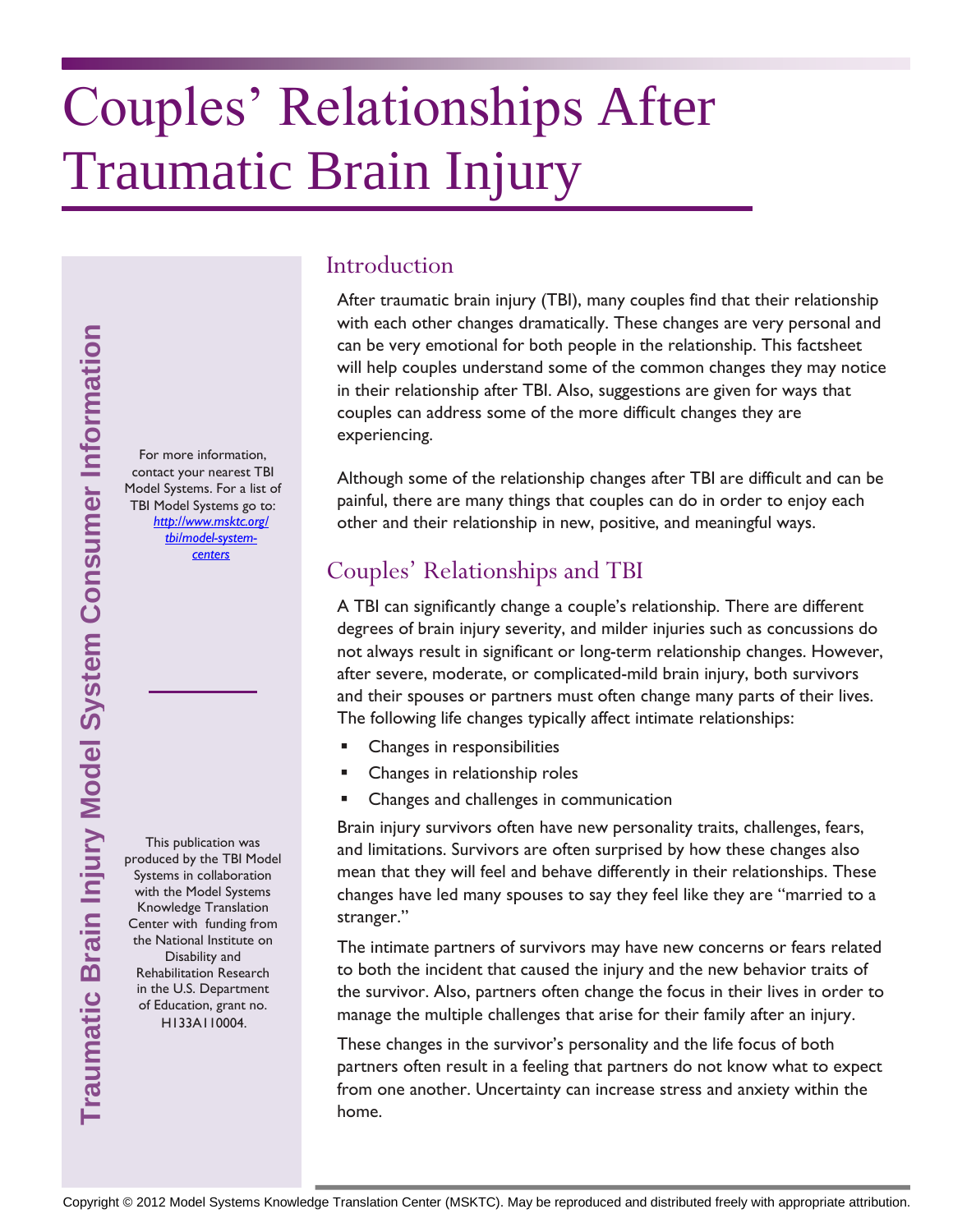# Couples' Relationships After Traumatic Brain Injury

Traumatic Brain Injury Model System Consumer Information

For more information, contact your nearest TBI Model Systems. For a list of TBI Model Systems go to: *http://www.msktc.org/tbi/model-system-centers*

This publication was produced by the TBI Model Systems in collaboration with the Model Systems Knowledge Translation Center with funding from the National Institute on Disability and Rehabilitation Research in the U.S. Department of Education, grant no. H133A110004.

## Introduction

After traumatic brain injury (TBI), many couples find that their relationship with each other changes dramatically. These changes are very personal and can be very emotional for both people in the relationship. This factsheet will help couples understand some of the common changes they may notice in their relationship after TBI. Also, suggestions are given for ways that couples can address some of the more difficult changes they are experiencing.

Although some of the relationship changes after TBI are difficult and can be painful, there are many things that couples can do in order to enjoy each other and their relationship in new, positive, and meaningful ways.

## Couples' Relationships and TBI

A TBI can significantly change a couple's relationship. There are different degrees of brain injury severity, and milder injuries such as concussions do not always result in significant or long-term relationship changes. However, after severe, moderate, or complicated-mild brain injury, both survivors and their spouses or partners must often change many parts of their lives. The following life changes typically affect intimate relationships:

- Changes in responsibilities
- Changes in relationship roles
- Changes and challenges in communication

Brain injury survivors often have new personality traits, challenges, fears, and limitations. Survivors are often surprised by how these changes also mean that they will feel and behave differently in their relationships. These changes have led many spouses to say they feel like they are "married to a stranger."

The intimate partners of survivors may have new concerns or fears related to both the incident that caused the injury and the new behavior traits of the survivor. Also, partners often change the focus in their lives in order to manage the multiple challenges that arise for their family after an injury.

These changes in the survivor's personality and the life focus of both partners often result in a feeling that partners do not know what to expect from one another. Uncertainty can increase stress and anxiety within the home.

Copyright © 2012 Model Systems Knowledge Translation Center (MSKTC). May be reproduced and distributed freely with appropriate attribution.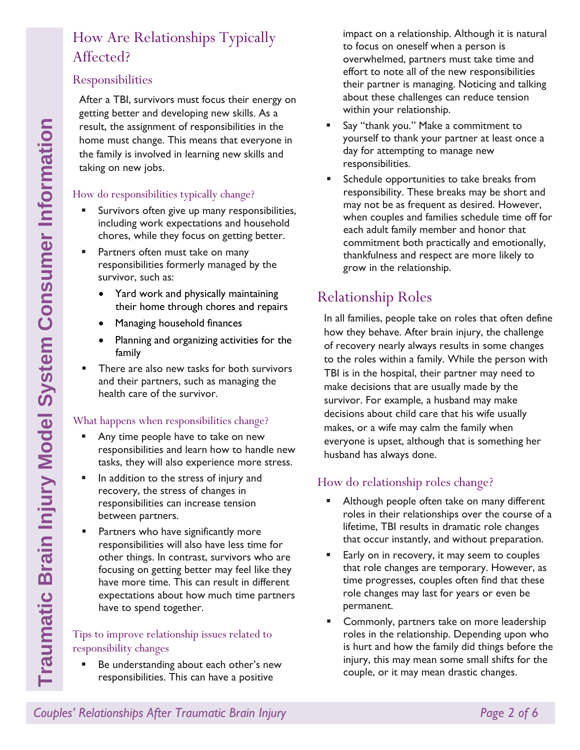## How Are Relationships Typically Affected?

### Responsibilities

After a TBI, survivors must focus their energy on getting better and developing new skills. As a result, the assignment of responsibilities in the home must change. This means that everyone in the family is involved in learning new skills and taking on new jobs.

#### How do responsibilities typically change?

- Survivors often give up many responsibilities, including work expectations and household chores, while they focus on getting better.
- Partners often must take on many responsibilities formerly managed by the survivor, such as:
  - Yard work and physically maintaining their home through chores and repairs
  - Managing household finances
  - Planning and organizing activities for the family
- There are also new tasks for both survivors and their partners, such as managing the health care of the survivor.

#### What happens when responsibilities change?

- Any time people have to take on new responsibilities and learn how to handle new tasks, they will also experience more stress.
- In addition to the stress of injury and recovery, the stress of changes in responsibilities can increase tension between partners.
- Partners who have significantly more responsibilities will also have less time for other things. In contrast, survivors who are focusing on getting better may feel like they have more time. This can result in different expectations about how much time partners have to spend together.

#### Tips to improve relationship issues related to responsibility changes

- Be understanding about each other's new responsibilities. This can have a positive impact on a relationship. Although it is natural to focus on oneself when a person is overwhelmed, partners must take time and effort to note all of the new responsibilities their partner is managing. Noticing and talking about these challenges can reduce tension within your relationship.
- Say "thank you." Make a commitment to yourself to thank your partner at least once a day for attempting to manage new responsibilities.
- Schedule opportunities to take breaks from responsibility. These breaks may be short and may not be as frequent as desired. However, when couples and families schedule time off for each adult family member and honor that commitment both practically and emotionally, thankfulness and respect are more likely to grow in the relationship.

## Relationship Roles

In all families, people take on roles that often define how they behave. After brain injury, the challenge of recovery nearly always results in some changes to the roles within a family. While the person with TBI is in the hospital, their partner may need to make decisions that are usually made by the survivor. For example, a husband may make decisions about child care that his wife usually makes, or a wife may calm the family when everyone is upset, although that is something her husband has always done.

### How do relationship roles change?

- Although people often take on many different roles in their relationships over the course of a lifetime, TBI results in dramatic role changes that occur instantly, and without preparation.
- Early on in recovery, it may seem to couples that role changes are temporary. However, as time progresses, couples often find that these role changes may last for years or even be permanent.
- Commonly, partners take on more leadership roles in the relationship. Depending upon who is hurt and how the family did things before the injury, this may mean some small shifts for the couple, or it may mean drastic changes.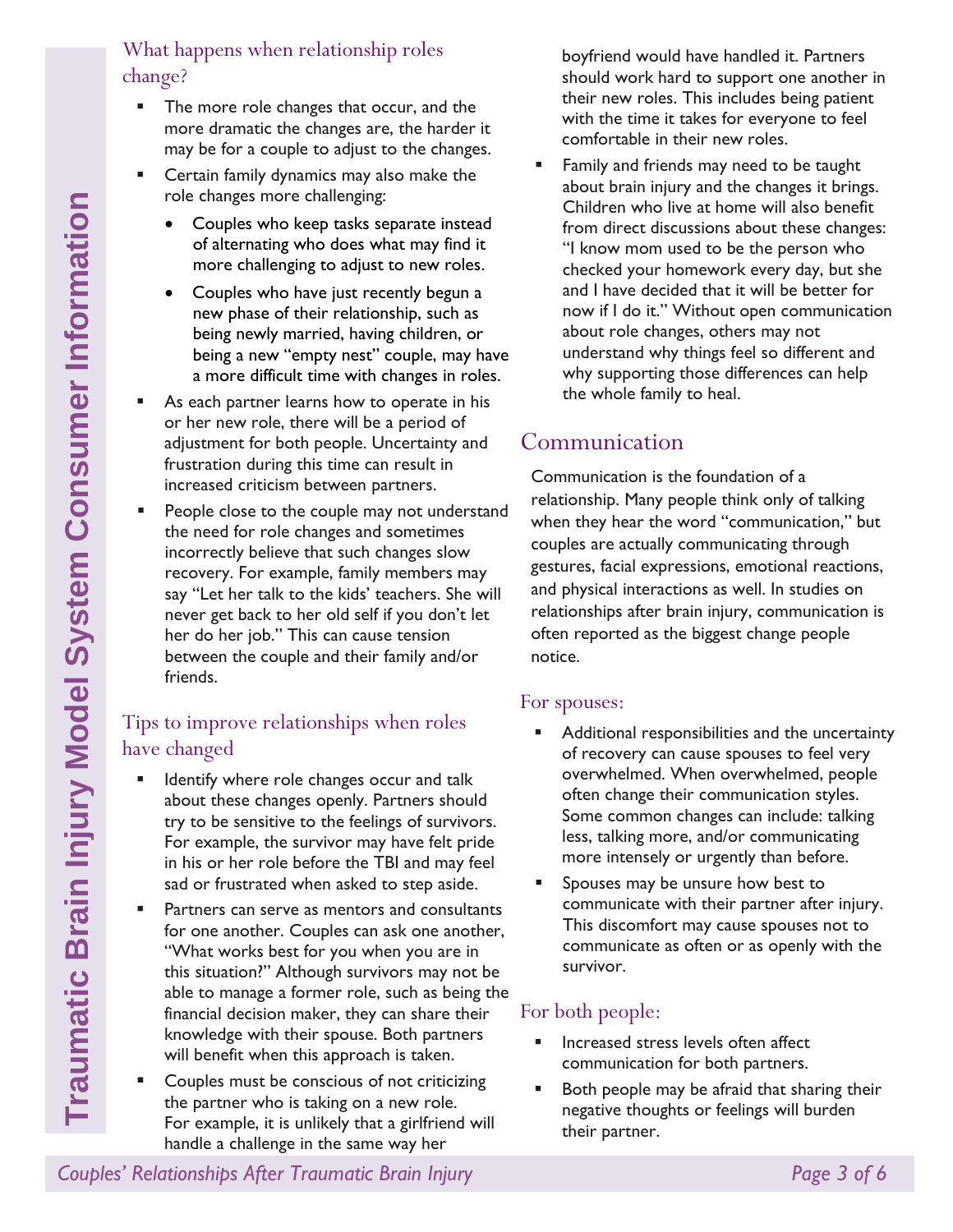### What happens when relationship roles change?

- The more role changes that occur, and the more dramatic the changes are, the harder it may be for a couple to adjust to the changes.
- Certain family dynamics may also make the role changes more challenging:
  - Couples who keep tasks separate instead of alternating who does what may find it more challenging to adjust to new roles.
  - Couples who have just recently begun a new phase of their relationship, such as being newly married, having children, or being a new "empty nest" couple, may have a more difficult time with changes in roles.
- As each partner learns how to operate in his or her new role, there will be a period of adjustment for both people. Uncertainty and frustration during this time can result in increased criticism between partners.
- People close to the couple may not understand the need for role changes and sometimes incorrectly believe that such changes slow recovery. For example, family members may say "Let her talk to the kids' teachers. She will never get back to her old self if you don't let her do her job." This can cause tension between the couple and their family and/or friends.

### Tips to improve relationships when roles have changed

- Identify where role changes occur and talk about these changes openly. Partners should try to be sensitive to the feelings of survivors. For example, the survivor may have felt pride in his or her role before the TBI and may feel sad or frustrated when asked to step aside.
- Partners can serve as mentors and consultants for one another. Couples can ask one another, "What works best for you when you are in this situation?" Although survivors may not be able to manage a former role, such as being the financial decision maker, they can share their knowledge with their spouse. Both partners will benefit when this approach is taken.
- Couples must be conscious of not criticizing the partner who is taking on a new role. For example, it is unlikely that a girlfriend will handle a challenge in the same way her boyfriend would have handled it. Partners should work hard to support one another in their new roles. This includes being patient with the time it takes for everyone to feel comfortable in their new roles.
- Family and friends may need to be taught about brain injury and the changes it brings. Children who live at home will also benefit from direct discussions about these changes: "I know mom used to be the person who checked your homework every day, but she and I have decided that it will be better for now if I do it." Without open communication about role changes, others may not understand why things feel so different and why supporting those differences can help the whole family to heal.

## Communication

Communication is the foundation of a relationship. Many people think only of talking when they hear the word "communication," but couples are actually communicating through gestures, facial expressions, emotional reactions, and physical interactions as well. In studies on relationships after brain injury, communication is often reported as the biggest change people notice.

### For spouses:

- Additional responsibilities and the uncertainty of recovery can cause spouses to feel very overwhelmed. When overwhelmed, people often change their communication styles. Some common changes can include: talking less, talking more, and/or communicating more intensely or urgently than before.
- Spouses may be unsure how best to communicate with their partner after injury. This discomfort may cause spouses not to communicate as often or as openly with the survivor.

### For both people:

- Increased stress levels often affect communication for both partners.
- Both people may be afraid that sharing their negative thoughts or feelings will burden their partner.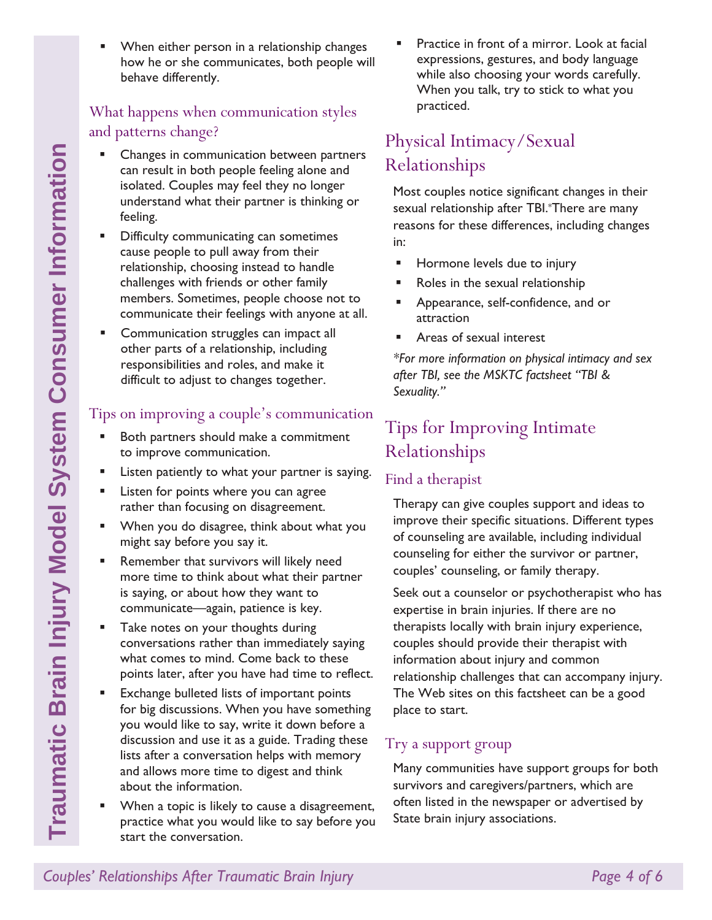- When either person in a relationship changes how he or she communicates, both people will behave differently.

### What happens when communication styles and patterns change?

- Changes in communication between partners can result in both people feeling alone and isolated. Couples may feel they no longer understand what their partner is thinking or feeling.
- Difficulty communicating can sometimes cause people to pull away from their relationship, choosing instead to handle challenges with friends or other family members. Sometimes, people choose not to communicate their feelings with anyone at all.
- Communication struggles can impact all other parts of a relationship, including responsibilities and roles, and make it difficult to adjust to changes together.

### Tips on improving a couple's communication

- Both partners should make a commitment to improve communication.
- Listen patiently to what your partner is saying.
- Listen for points where you can agree rather than focusing on disagreement.
- When you do disagree, think about what you might say before you say it.
- Remember that survivors will likely need more time to think about what their partner is saying, or about how they want to communicate—again, patience is key.
- Take notes on your thoughts during conversations rather than immediately saying what comes to mind. Come back to these points later, after you have had time to reflect.
- Exchange bulleted lists of important points for big discussions. When you have something you would like to say, write it down before a discussion and use it as a guide. Trading these lists after a conversation helps with memory and allows more time to digest and think about the information.
- When a topic is likely to cause a disagreement, practice what you would like to say before you start the conversation.
- Practice in front of a mirror. Look at facial expressions, gestures, and body language while also choosing your words carefully. When you talk, try to stick to what you practiced.

## Physical Intimacy/Sexual Relationships

Most couples notice significant changes in their sexual relationship after TBI.*There are many reasons for these differences, including changes in:

- Hormone levels due to injury
- Roles in the sexual relationship
- Appearance, self-confidence, and or attraction
- Areas of sexual interest

*\*For more information on physical intimacy and sex after TBI, see the MSKTC factsheet "TBI & Sexuality."*

## Tips for Improving Intimate Relationships

### Find a therapist

Therapy can give couples support and ideas to improve their specific situations. Different types of counseling are available, including individual counseling for either the survivor or partner, couples' counseling, or family therapy.

Seek out a counselor or psychotherapist who has expertise in brain injuries. If there are no therapists locally with brain injury experience, couples should provide their therapist with information about injury and common relationship challenges that can accompany injury. The Web sites on this factsheet can be a good place to start.

### Try a support group

Many communities have support groups for both survivors and caregivers/partners, which are often listed in the newspaper or advertised by State brain injury associations.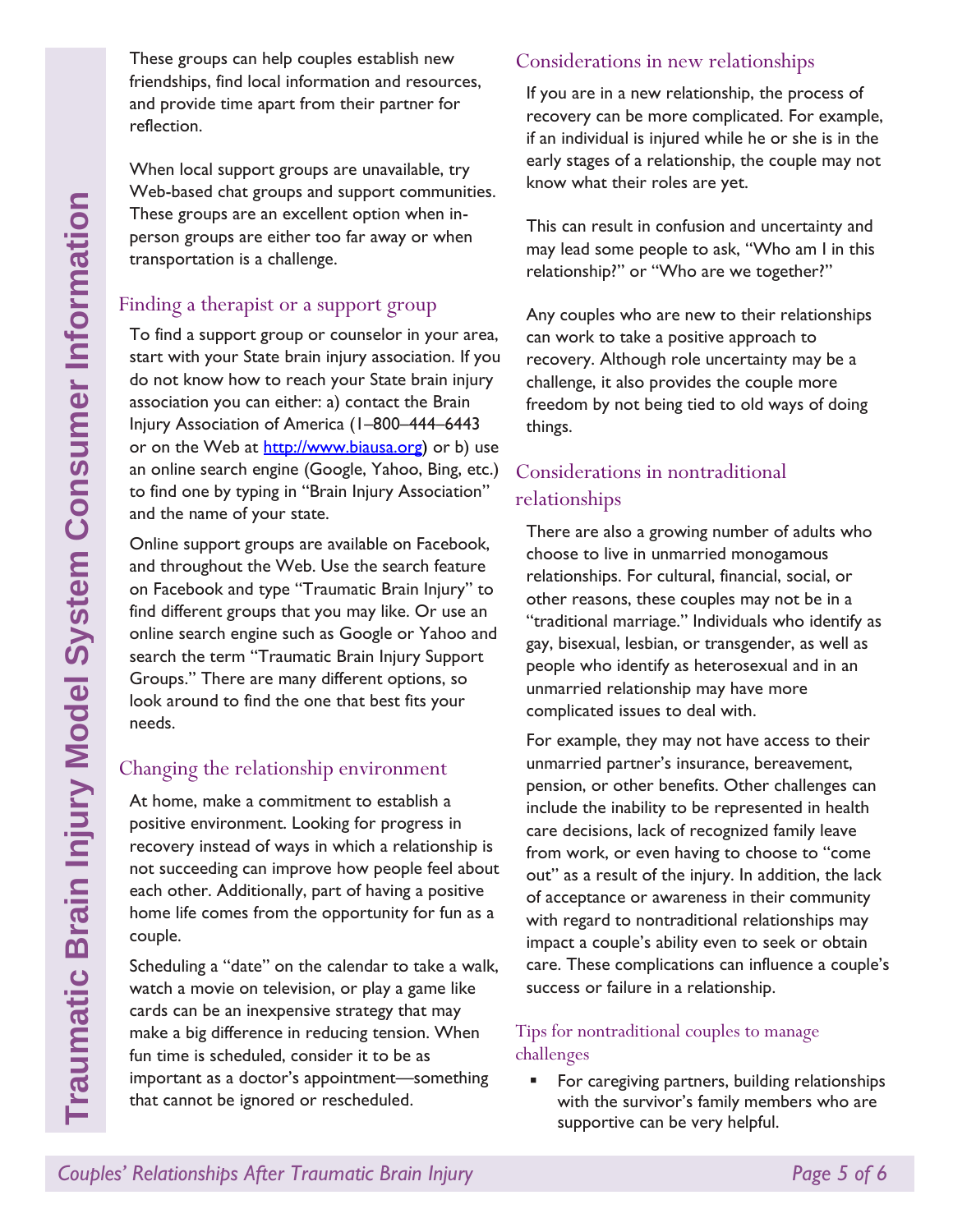These groups can help couples establish new friendships, find local information and resources, and provide time apart from their partner for reflection.

When local support groups are unavailable, try Web-based chat groups and support communities. These groups are an excellent option when in-person groups are either too far away or when transportation is a challenge.

## Finding a therapist or a support group

To find a support group or counselor in your area, start with your State brain injury association. If you do not know how to reach your State brain injury association you can either: a) contact the Brain Injury Association of America (1–800–444–6443 or on the Web at http://www.biausa.org) or b) use an online search engine (Google, Yahoo, Bing, etc.) to find one by typing in "Brain Injury Association" and the name of your state.

Online support groups are available on Facebook, and throughout the Web. Use the search feature on Facebook and type "Traumatic Brain Injury" to find different groups that you may like. Or use an online search engine such as Google or Yahoo and search the term "Traumatic Brain Injury Support Groups." There are many different options, so look around to find the one that best fits your needs.

## Changing the relationship environment

At home, make a commitment to establish a positive environment. Looking for progress in recovery instead of ways in which a relationship is not succeeding can improve how people feel about each other. Additionally, part of having a positive home life comes from the opportunity for fun as a couple.

Scheduling a "date" on the calendar to take a walk, watch a movie on television, or play a game like cards can be an inexpensive strategy that may make a big difference in reducing tension. When fun time is scheduled, consider it to be as important as a doctor's appointment—something that cannot be ignored or rescheduled.

## Considerations in new relationships

If you are in a new relationship, the process of recovery can be more complicated. For example, if an individual is injured while he or she is in the early stages of a relationship, the couple may not know what their roles are yet.

This can result in confusion and uncertainty and may lead some people to ask, "Who am I in this relationship?" or "Who are we together?"

Any couples who are new to their relationships can work to take a positive approach to recovery. Although role uncertainty may be a challenge, it also provides the couple more freedom by not being tied to old ways of doing things.

## Considerations in nontraditional relationships

There are also a growing number of adults who choose to live in unmarried monogamous relationships. For cultural, financial, social, or other reasons, these couples may not be in a "traditional marriage." Individuals who identify as gay, bisexual, lesbian, or transgender, as well as people who identify as heterosexual and in an unmarried relationship may have more complicated issues to deal with.

For example, they may not have access to their unmarried partner's insurance, bereavement, pension, or other benefits. Other challenges can include the inability to be represented in health care decisions, lack of recognized family leave from work, or even having to choose to "come out" as a result of the injury. In addition, the lack of acceptance or awareness in their community with regard to nontraditional relationships may impact a couple's ability even to seek or obtain care. These complications can influence a couple's success or failure in a relationship.

### Tips for nontraditional couples to manage challenges

- For caregiving partners, building relationships with the survivor's family members who are supportive can be very helpful.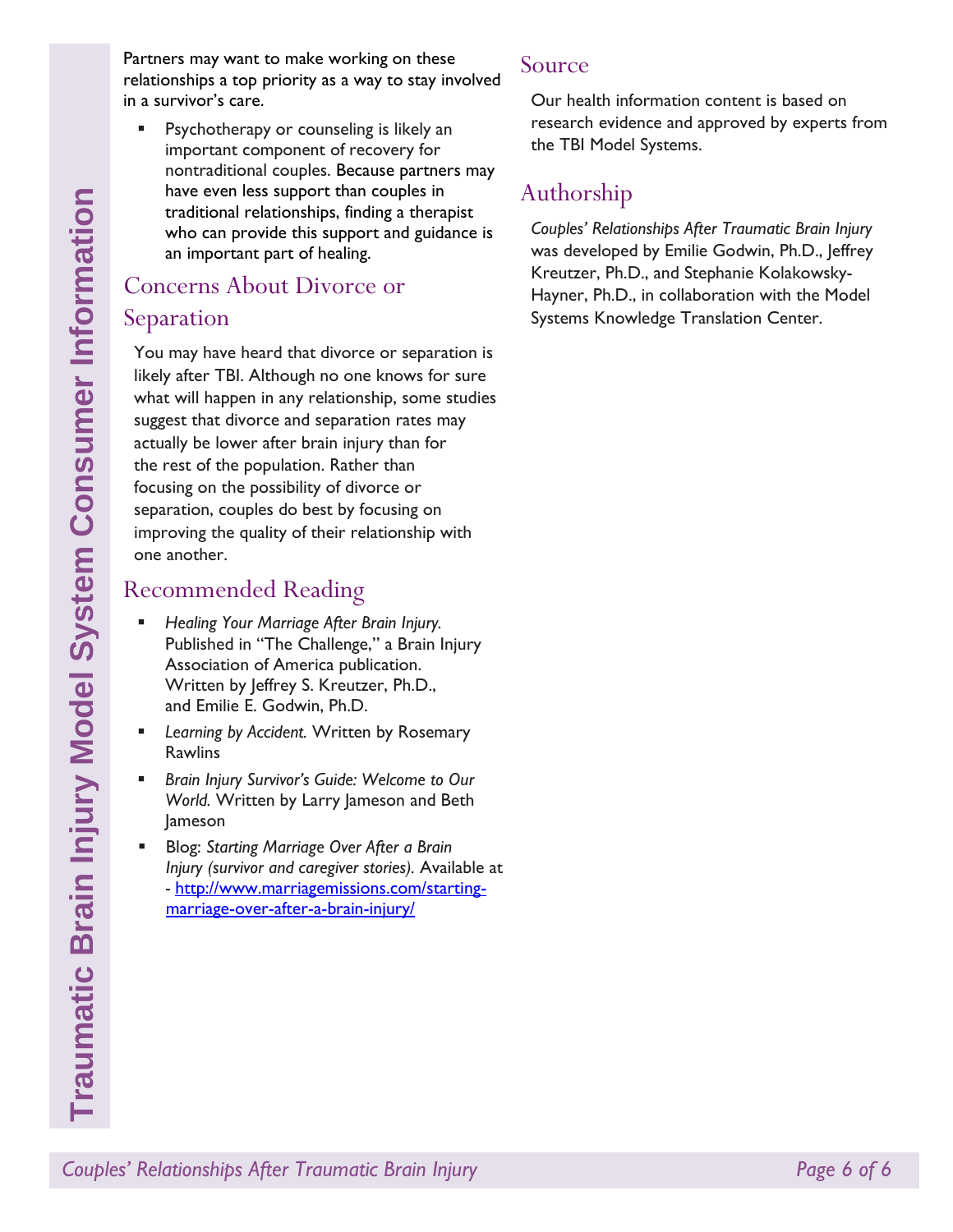Partners may want to make working on these relationships a top priority as a way to stay involved in a survivor's care.

- Psychotherapy or counseling is likely an important component of recovery for nontraditional couples. Because partners may have even less support than couples in traditional relationships, finding a therapist who can provide this support and guidance is an important part of healing.

## Concerns About Divorce or Separation

You may have heard that divorce or separation is likely after TBI. Although no one knows for sure what will happen in any relationship, some studies suggest that divorce and separation rates may actually be lower after brain injury than for the rest of the population. Rather than focusing on the possibility of divorce or separation, couples do best by focusing on improving the quality of their relationship with one another.

## Recommended Reading

- *Healing Your Marriage After Brain Injury.* Published in "The Challenge," a Brain Injury Association of America publication. Written by Jeffrey S. Kreutzer, Ph.D., and Emilie E. Godwin, Ph.D.
- *Learning by Accident.* Written by Rosemary Rawlins
- *Brain Injury Survivor's Guide: Welcome to Our World.* Written by Larry Jameson and Beth Jameson
- Blog: *Starting Marriage Over After a Brain Injury (survivor and caregiver stories).* Available at - [http://www.marriagemissions.com/starting-marriage-over-after-a-brain-injury/](http://www.marriagemissions.com/starting-marriage-over-after-a-brain-injury/)

## Source

Our health information content is based on research evidence and approved by experts from the TBI Model Systems.

## Authorship

*Couples' Relationships After Traumatic Brain Injury* was developed by Emilie Godwin, Ph.D., Jeffrey Kreutzer, Ph.D., and Stephanie Kolakowsky-Hayner, Ph.D., in collaboration with the Model Systems Knowledge Translation Center.